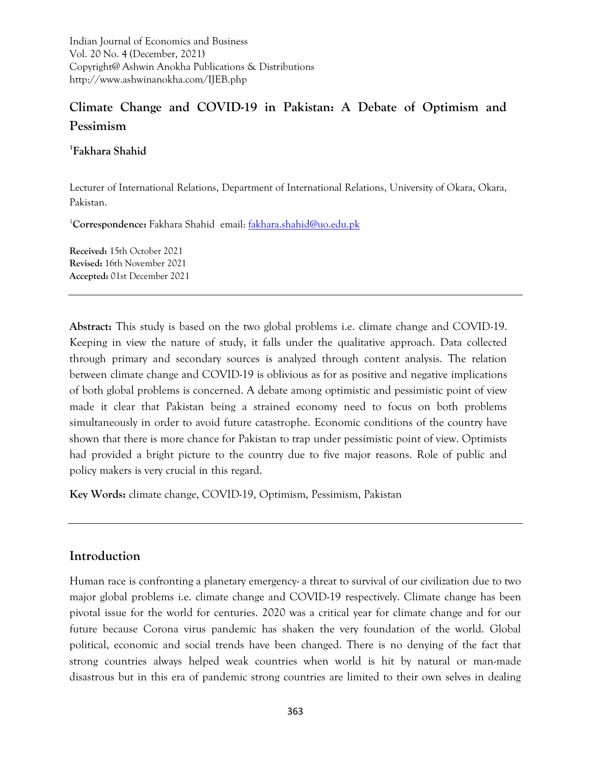Indian Journal of Economics and Business
Vol. 20 No. 4 (December, 2021)
Copyright@ Ashwin Anokha Publications & Distributions
http://www.ashwinanokha.com/IJEB.php

# Climate Change and COVID-19 in Pakistan: A Debate of Optimism and Pessimism

[1]**Fakhara Shahid**

Lecturer of International Relations, Department of International Relations, University of Okara, Okara, Pakistan.

[1]**Correspondence:** Fakhara Shahid email: fakhara.shahid@uo.edu.pk

**Received:** 15th October 2021
**Revised:** 16th November 2021
**Accepted:** 01st December 2021

---

**Abstract:** This study is based on the two global problems i.e. climate change and COVID-19. Keeping in view the nature of study, it falls under the qualitative approach. Data collected through primary and secondary sources is analyzed through content analysis. The relation between climate change and COVID-19 is oblivious as for as positive and negative implications of both global problems is concerned. A debate among optimistic and pessimistic point of view made it clear that Pakistan being a strained economy need to focus on both problems simultaneously in order to avoid future catastrophe. Economic conditions of the country have shown that there is more chance for Pakistan to trap under pessimistic point of view. Optimists had provided a bright picture to the country due to five major reasons. Role of public and policy makers is very crucial in this regard.

**Key Words:** climate change, COVID-19, Optimism, Pessimism, Pakistan

---

## Introduction

Human race is confronting a planetary emergency- a threat to survival of our civilization due to two major global problems i.e. climate change and COVID-19 respectively. Climate change has been pivotal issue for the world for centuries. 2020 was a critical year for climate change and for our future because Corona virus pandemic has shaken the very foundation of the world. Global political, economic and social trends have been changed. There is no denying of the fact that strong countries always helped weak countries when world is hit by natural or man-made disastrous but in this era of pandemic strong countries are limited to their own selves in dealing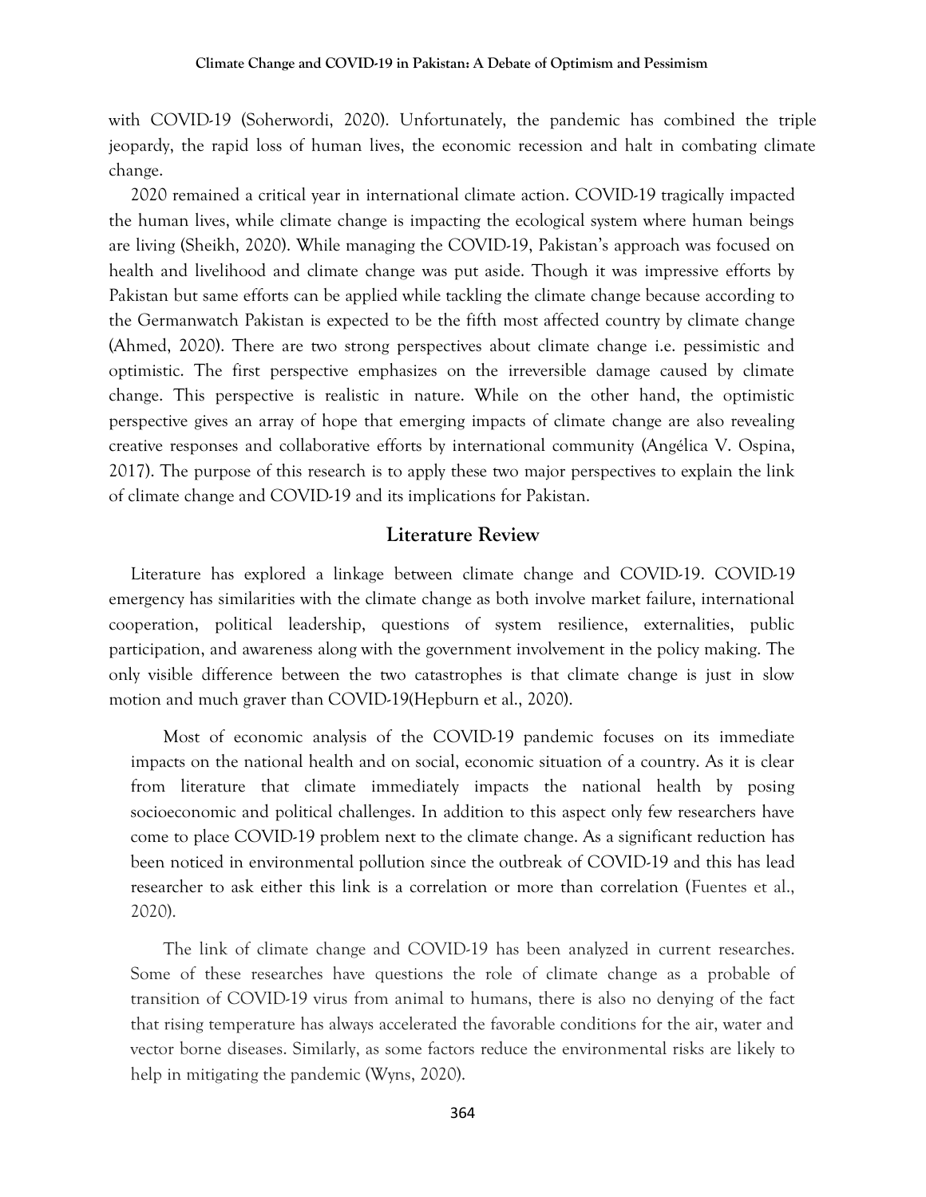with COVID-19 (Soherwordi, 2020). Unfortunately, the pandemic has combined the triple jeopardy, the rapid loss of human lives, the economic recession and halt in combating climate change.

2020 remained a critical year in international climate action. COVID-19 tragically impacted the human lives, while climate change is impacting the ecological system where human beings are living (Sheikh, 2020). While managing the COVID-19, Pakistan's approach was focused on health and livelihood and climate change was put aside. Though it was impressive efforts by Pakistan but same efforts can be applied while tackling the climate change because according to the Germanwatch Pakistan is expected to be the fifth most affected country by climate change (Ahmed, 2020). There are two strong perspectives about climate change i.e. pessimistic and optimistic. The first perspective emphasizes on the irreversible damage caused by climate change. This perspective is realistic in nature. While on the other hand, the optimistic perspective gives an array of hope that emerging impacts of climate change are also revealing creative responses and collaborative efforts by international community (Angélica V. Ospina, 2017). The purpose of this research is to apply these two major perspectives to explain the link of climate change and COVID-19 and its implications for Pakistan.

## Literature Review

Literature has explored a linkage between climate change and COVID-19. COVID-19 emergency has similarities with the climate change as both involve market failure, international cooperation, political leadership, questions of system resilience, externalities, public participation, and awareness along with the government involvement in the policy making. The only visible difference between the two catastrophes is that climate change is just in slow motion and much graver than COVID-19(Hepburn et al., 2020).

Most of economic analysis of the COVID-19 pandemic focuses on its immediate impacts on the national health and on social, economic situation of a country. As it is clear from literature that climate immediately impacts the national health by posing socioeconomic and political challenges. In addition to this aspect only few researchers have come to place COVID-19 problem next to the climate change. As a significant reduction has been noticed in environmental pollution since the outbreak of COVID-19 and this has lead researcher to ask either this link is a correlation or more than correlation (Fuentes et al., 2020).

The link of climate change and COVID-19 has been analyzed in current researches. Some of these researches have questions the role of climate change as a probable of transition of COVID-19 virus from animal to humans, there is also no denying of the fact that rising temperature has always accelerated the favorable conditions for the air, water and vector borne diseases. Similarly, as some factors reduce the environmental risks are likely to help in mitigating the pandemic (Wyns, 2020).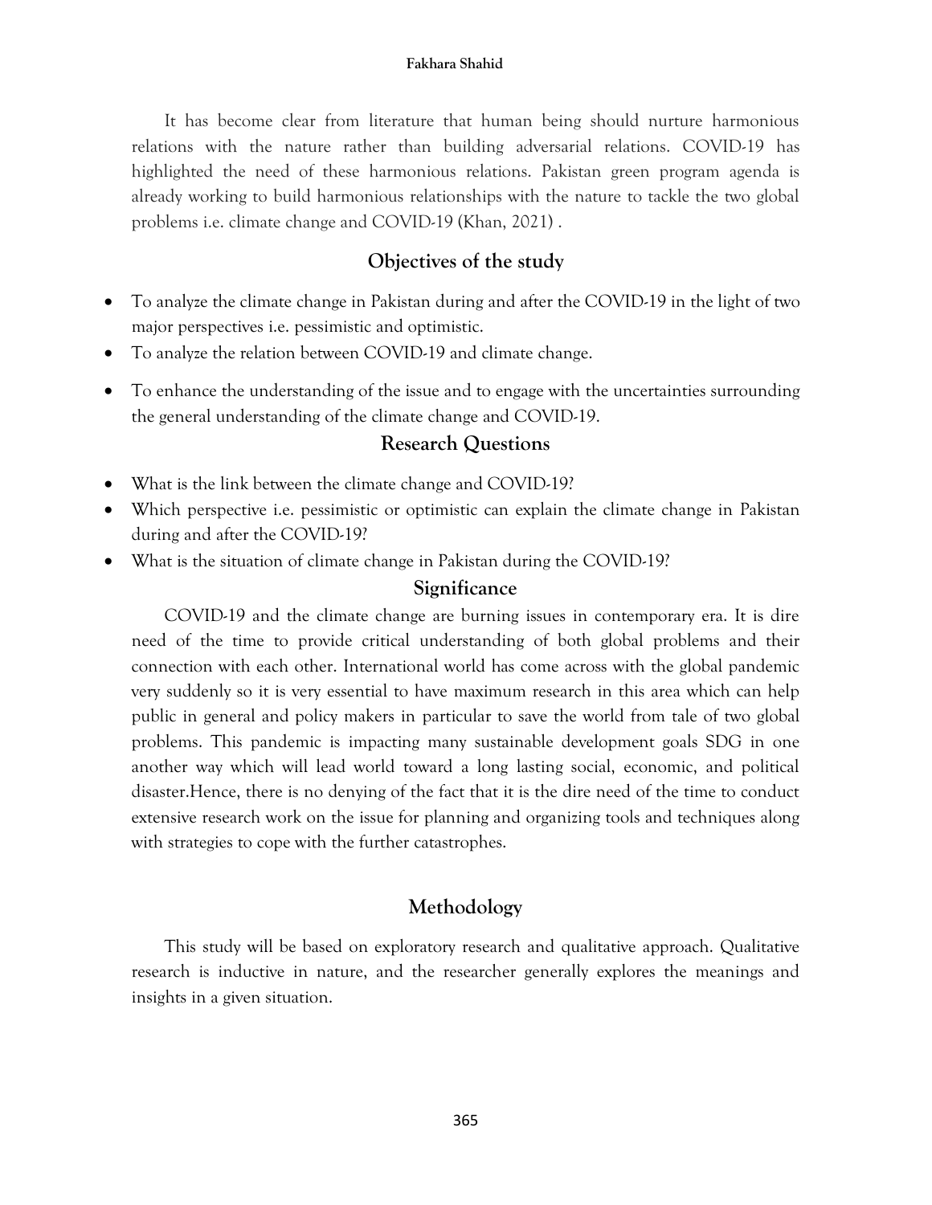It has become clear from literature that human being should nurture harmonious relations with the nature rather than building adversarial relations. COVID-19 has highlighted the need of these harmonious relations. Pakistan green program agenda is already working to build harmonious relationships with the nature to tackle the two global problems i.e. climate change and COVID-19 (Khan, 2021) .

## Objectives of the study

- To analyze the climate change in Pakistan during and after the COVID-19 in the light of two major perspectives i.e. pessimistic and optimistic.
- To analyze the relation between COVID-19 and climate change.
- To enhance the understanding of the issue and to engage with the uncertainties surrounding the general understanding of the climate change and COVID-19.

## Research Questions

- What is the link between the climate change and COVID-19?
- Which perspective i.e. pessimistic or optimistic can explain the climate change in Pakistan during and after the COVID-19?
- What is the situation of climate change in Pakistan during the COVID-19?

## Significance

COVID-19 and the climate change are burning issues in contemporary era. It is dire need of the time to provide critical understanding of both global problems and their connection with each other. International world has come across with the global pandemic very suddenly so it is very essential to have maximum research in this area which can help public in general and policy makers in particular to save the world from tale of two global problems. This pandemic is impacting many sustainable development goals SDG in one another way which will lead world toward a long lasting social, economic, and political disaster.Hence, there is no denying of the fact that it is the dire need of the time to conduct extensive research work on the issue for planning and organizing tools and techniques along with strategies to cope with the further catastrophes.

## Methodology

This study will be based on exploratory research and qualitative approach. Qualitative research is inductive in nature, and the researcher generally explores the meanings and insights in a given situation.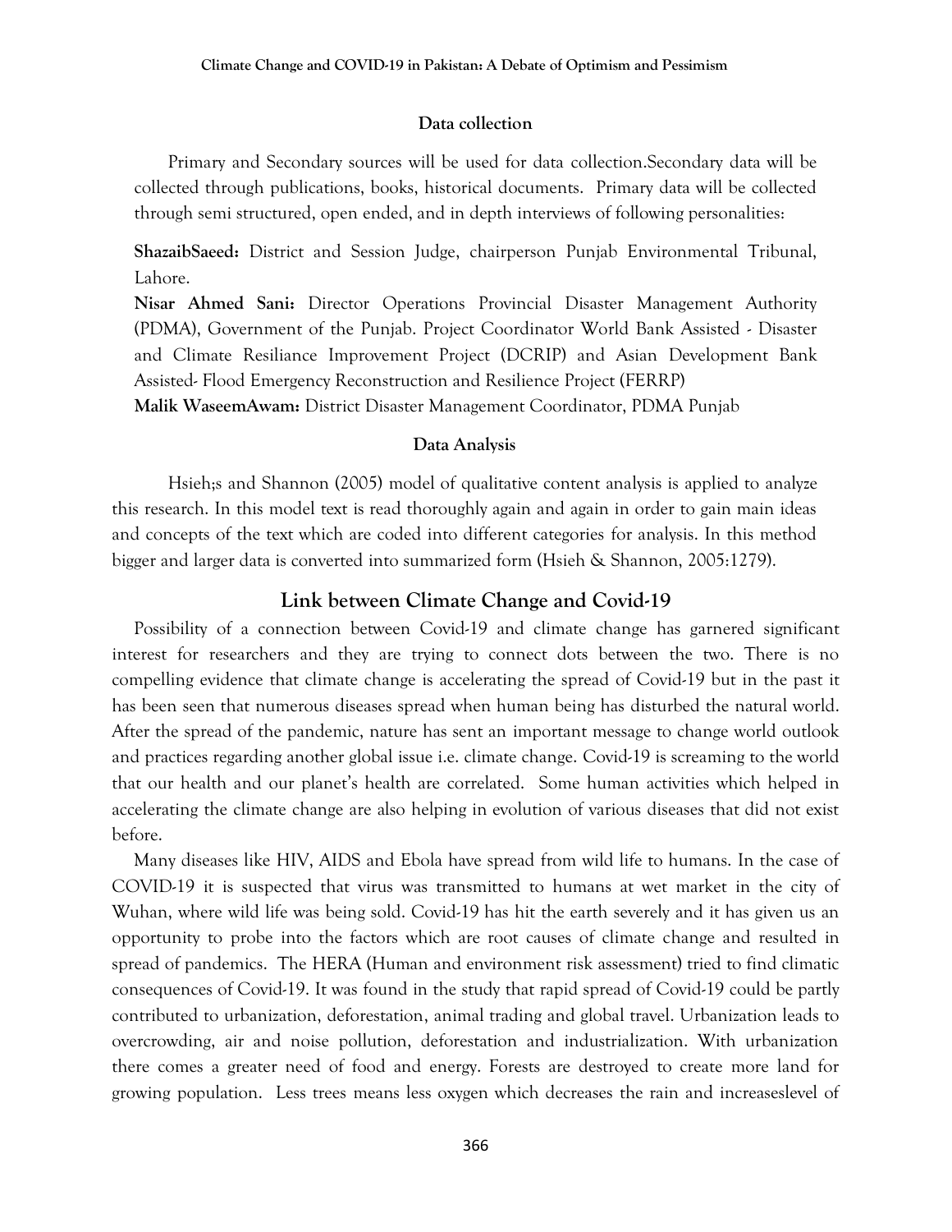### Data collection

Primary and Secondary sources will be used for data collection.Secondary data will be collected through publications, books, historical documents. Primary data will be collected through semi structured, open ended, and in depth interviews of following personalities:

**ShazaibSaeed:** District and Session Judge, chairperson Punjab Environmental Tribunal, Lahore.

**Nisar Ahmed Sani:** Director Operations Provincial Disaster Management Authority (PDMA), Government of the Punjab. Project Coordinator World Bank Assisted - Disaster and Climate Resiliance Improvement Project (DCRIP) and Asian Development Bank Assisted- Flood Emergency Reconstruction and Resilience Project (FERRP)

**Malik WaseemAwam:** District Disaster Management Coordinator, PDMA Punjab

### Data Analysis

Hsieh;s and Shannon (2005) model of qualitative content analysis is applied to analyze this research. In this model text is read thoroughly again and again in order to gain main ideas and concepts of the text which are coded into different categories for analysis. In this method bigger and larger data is converted into summarized form (Hsieh & Shannon, 2005:1279).

## Link between Climate Change and Covid-19

Possibility of a connection between Covid-19 and climate change has garnered significant interest for researchers and they are trying to connect dots between the two. There is no compelling evidence that climate change is accelerating the spread of Covid-19 but in the past it has been seen that numerous diseases spread when human being has disturbed the natural world. After the spread of the pandemic, nature has sent an important message to change world outlook and practices regarding another global issue i.e. climate change. Covid-19 is screaming to the world that our health and our planet's health are correlated. Some human activities which helped in accelerating the climate change are also helping in evolution of various diseases that did not exist before.

Many diseases like HIV, AIDS and Ebola have spread from wild life to humans. In the case of COVID-19 it is suspected that virus was transmitted to humans at wet market in the city of Wuhan, where wild life was being sold. Covid-19 has hit the earth severely and it has given us an opportunity to probe into the factors which are root causes of climate change and resulted in spread of pandemics. The HERA (Human and environment risk assessment) tried to find climatic consequences of Covid-19. It was found in the study that rapid spread of Covid-19 could be partly contributed to urbanization, deforestation, animal trading and global travel. Urbanization leads to overcrowding, air and noise pollution, deforestation and industrialization. With urbanization there comes a greater need of food and energy. Forests are destroyed to create more land for growing population. Less trees means less oxygen which decreases the rain and increaseslevel of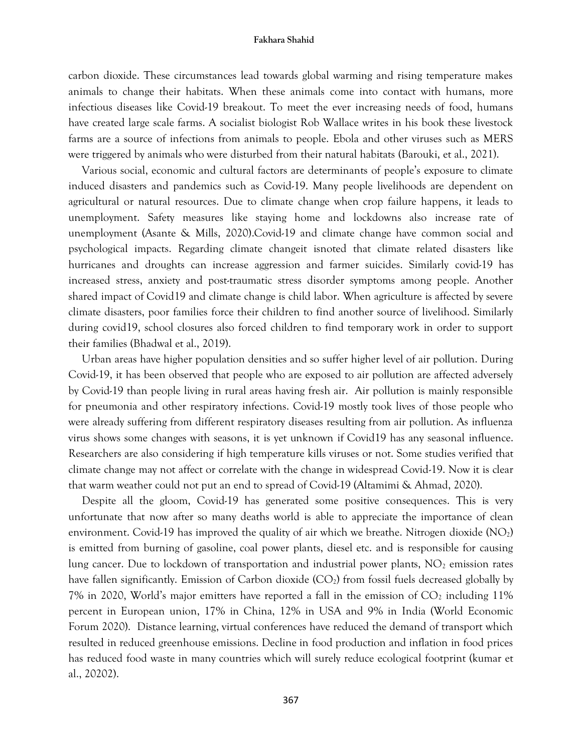carbon dioxide. These circumstances lead towards global warming and rising temperature makes animals to change their habitats. When these animals come into contact with humans, more infectious diseases like Covid-19 breakout. To meet the ever increasing needs of food, humans have created large scale farms. A socialist biologist Rob Wallace writes in his book these livestock farms are a source of infections from animals to people. Ebola and other viruses such as MERS were triggered by animals who were disturbed from their natural habitats (Barouki, et al., 2021).

Various social, economic and cultural factors are determinants of people's exposure to climate induced disasters and pandemics such as Covid-19. Many people livelihoods are dependent on agricultural or natural resources. Due to climate change when crop failure happens, it leads to unemployment. Safety measures like staying home and lockdowns also increase rate of unemployment (Asante & Mills, 2020).Covid-19 and climate change have common social and psychological impacts. Regarding climate changeit isnoted that climate related disasters like hurricanes and droughts can increase aggression and farmer suicides. Similarly covid-19 has increased stress, anxiety and post-traumatic stress disorder symptoms among people. Another shared impact of Covid19 and climate change is child labor. When agriculture is affected by severe climate disasters, poor families force their children to find another source of livelihood. Similarly during covid19, school closures also forced children to find temporary work in order to support their families (Bhadwal et al., 2019).

Urban areas have higher population densities and so suffer higher level of air pollution. During Covid-19, it has been observed that people who are exposed to air pollution are affected adversely by Covid-19 than people living in rural areas having fresh air. Air pollution is mainly responsible for pneumonia and other respiratory infections. Covid-19 mostly took lives of those people who were already suffering from different respiratory diseases resulting from air pollution. As influenza virus shows some changes with seasons, it is yet unknown if Covid19 has any seasonal influence. Researchers are also considering if high temperature kills viruses or not. Some studies verified that climate change may not affect or correlate with the change in widespread Covid-19. Now it is clear that warm weather could not put an end to spread of Covid-19 (Altamimi & Ahmad, 2020).

Despite all the gloom, Covid-19 has generated some positive consequences. This is very unfortunate that now after so many deaths world is able to appreciate the importance of clean environment. Covid-19 has improved the quality of air which we breathe. Nitrogen dioxide ($NO_2$) is emitted from burning of gasoline, coal power plants, diesel etc. and is responsible for causing lung cancer. Due to lockdown of transportation and industrial power plants, $NO_2$ emission rates have fallen significantly. Emission of Carbon dioxide ($CO_2$) from fossil fuels decreased globally by 7% in 2020, World's major emitters have reported a fall in the emission of $CO_2$ including 11% percent in European union, 17% in China, 12% in USA and 9% in India (World Economic Forum 2020). Distance learning, virtual conferences have reduced the demand of transport which resulted in reduced greenhouse emissions. Decline in food production and inflation in food prices has reduced food waste in many countries which will surely reduce ecological footprint (kumar et al., 20202).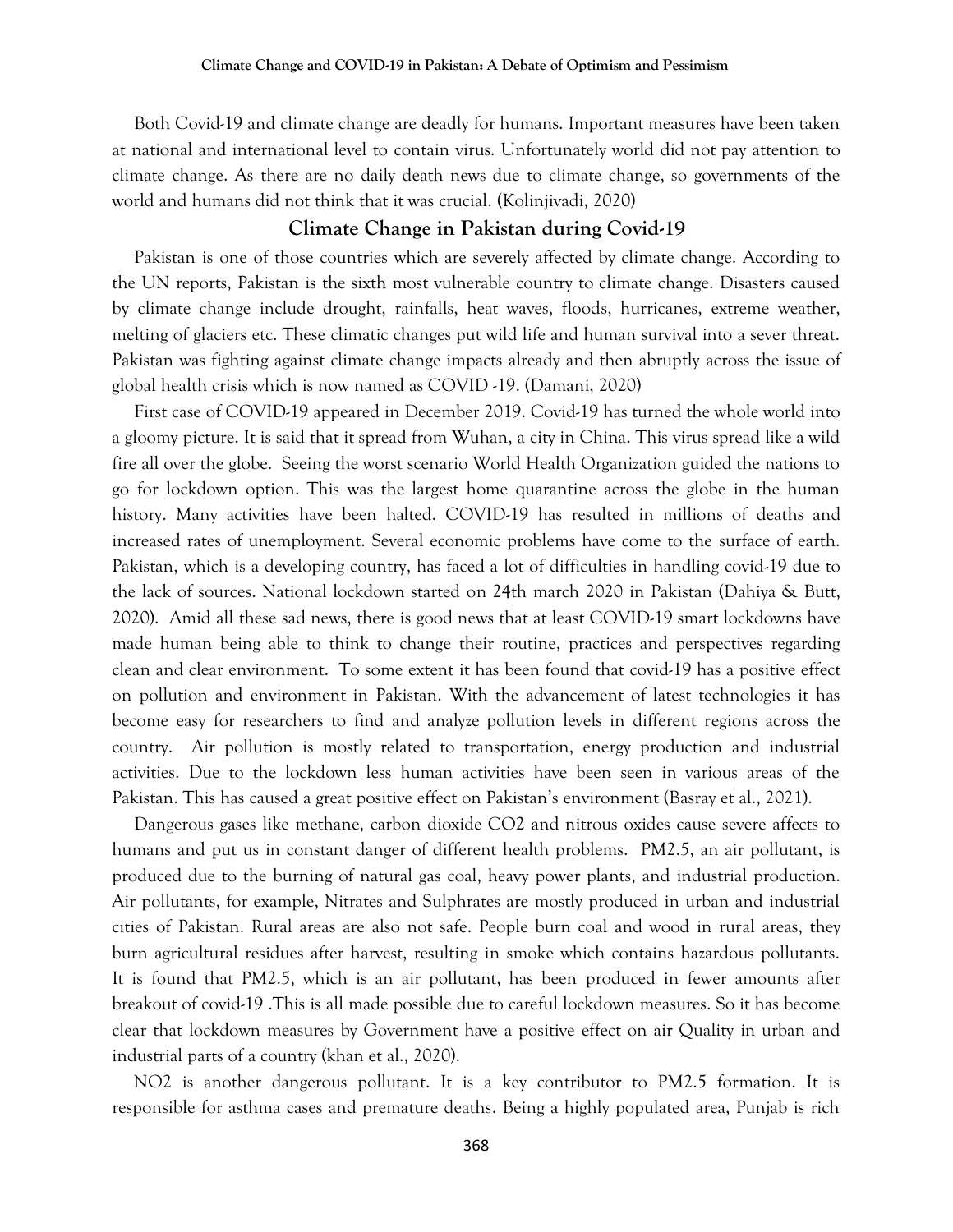Both Covid-19 and climate change are deadly for humans. Important measures have been taken at national and international level to contain virus. Unfortunately world did not pay attention to climate change. As there are no daily death news due to climate change, so governments of the world and humans did not think that it was crucial. (Kolinjivadi, 2020)

## Climate Change in Pakistan during Covid-19

Pakistan is one of those countries which are severely affected by climate change. According to the UN reports, Pakistan is the sixth most vulnerable country to climate change. Disasters caused by climate change include drought, rainfalls, heat waves, floods, hurricanes, extreme weather, melting of glaciers etc. These climatic changes put wild life and human survival into a sever threat. Pakistan was fighting against climate change impacts already and then abruptly across the issue of global health crisis which is now named as COVID -19. (Damani, 2020)

First case of COVID-19 appeared in December 2019. Covid-19 has turned the whole world into a gloomy picture. It is said that it spread from Wuhan, a city in China. This virus spread like a wild fire all over the globe. Seeing the worst scenario World Health Organization guided the nations to go for lockdown option. This was the largest home quarantine across the globe in the human history. Many activities have been halted. COVID-19 has resulted in millions of deaths and increased rates of unemployment. Several economic problems have come to the surface of earth. Pakistan, which is a developing country, has faced a lot of difficulties in handling covid-19 due to the lack of sources. National lockdown started on 24th march 2020 in Pakistan (Dahiya & Butt, 2020). Amid all these sad news, there is good news that at least COVID-19 smart lockdowns have made human being able to think to change their routine, practices and perspectives regarding clean and clear environment. To some extent it has been found that covid-19 has a positive effect on pollution and environment in Pakistan. With the advancement of latest technologies it has become easy for researchers to find and analyze pollution levels in different regions across the country. Air pollution is mostly related to transportation, energy production and industrial activities. Due to the lockdown less human activities have been seen in various areas of the Pakistan. This has caused a great positive effect on Pakistan's environment (Basray et al., 2021).

Dangerous gases like methane, carbon dioxide $CO_2$ and nitrous oxides cause severe affects to humans and put us in constant danger of different health problems. PM2.5, an air pollutant, is produced due to the burning of natural gas coal, heavy power plants, and industrial production. Air pollutants, for example, Nitrates and Sulphrates are mostly produced in urban and industrial cities of Pakistan. Rural areas are also not safe. People burn coal and wood in rural areas, they burn agricultural residues after harvest, resulting in smoke which contains hazardous pollutants. It is found that PM2.5, which is an air pollutant, has been produced in fewer amounts after breakout of covid-19 .This is all made possible due to careful lockdown measures. So it has become clear that lockdown measures by Government have a positive effect on air Quality in urban and industrial parts of a country (khan et al., 2020).

$NO_2$ is another dangerous pollutant. It is a key contributor to PM2.5 formation. It is responsible for asthma cases and premature deaths. Being a highly populated area, Punjab is rich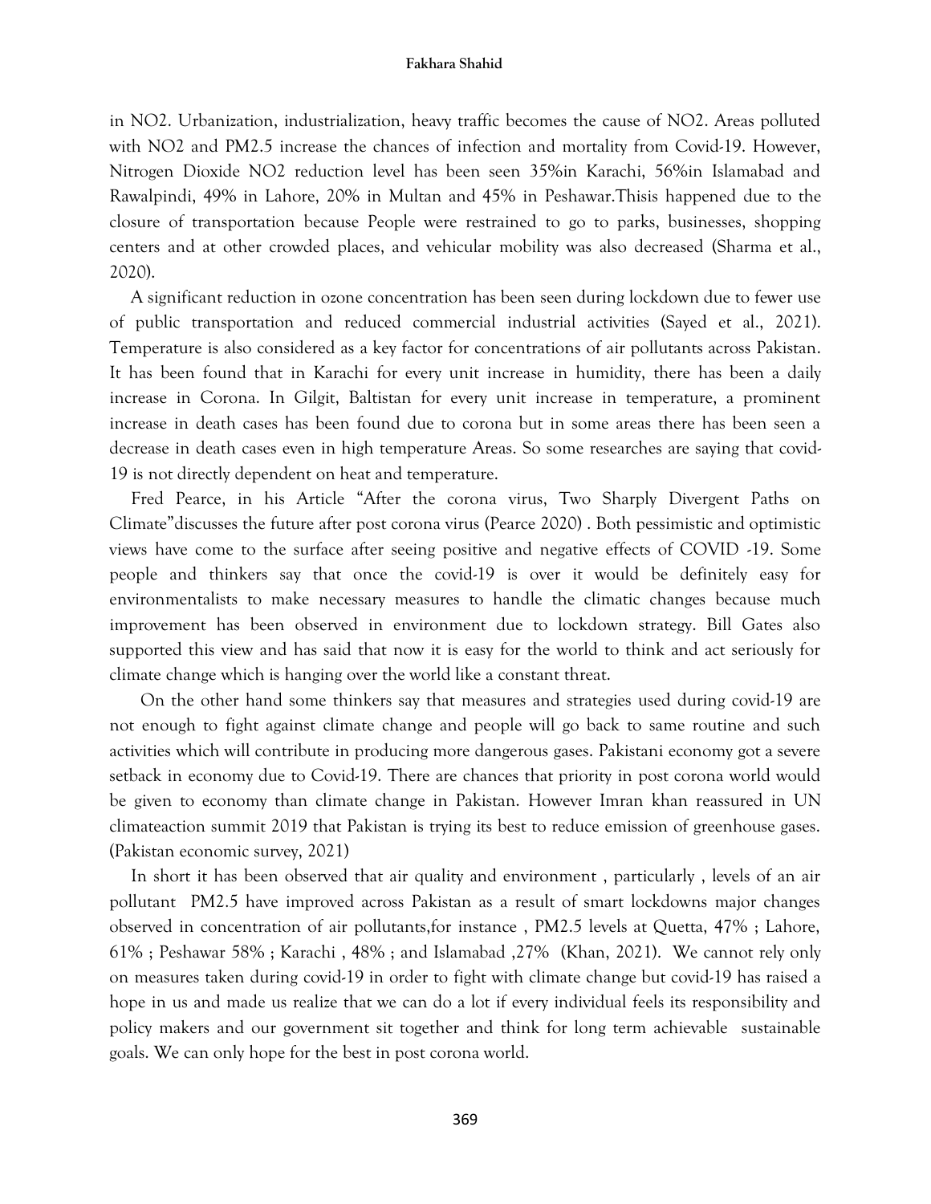in $NO_2$. Urbanization, industrialization, heavy traffic becomes the cause of $NO_2$. Areas polluted with $NO_2$ and PM2.5 increase the chances of infection and mortality from Covid-19. However, Nitrogen Dioxide $NO_2$ reduction level has been seen 35%in Karachi, 56%in Islamabad and Rawalpindi, 49% in Lahore, 20% in Multan and 45% in Peshawar.Thisis happened due to the closure of transportation because People were restrained to go to parks, businesses, shopping centers and at other crowded places, and vehicular mobility was also decreased (Sharma et al., 2020).

A significant reduction in ozone concentration has been seen during lockdown due to fewer use of public transportation and reduced commercial industrial activities (Sayed et al., 2021). Temperature is also considered as a key factor for concentrations of air pollutants across Pakistan. It has been found that in Karachi for every unit increase in humidity, there has been a daily increase in Corona. In Gilgit, Baltistan for every unit increase in temperature, a prominent increase in death cases has been found due to corona but in some areas there has been seen a decrease in death cases even in high temperature Areas. So some researches are saying that covid-19 is not directly dependent on heat and temperature.

Fred Pearce, in his Article "After the corona virus, Two Sharply Divergent Paths on Climate"discusses the future after post corona virus (Pearce 2020) . Both pessimistic and optimistic views have come to the surface after seeing positive and negative effects of COVID -19. Some people and thinkers say that once the covid-19 is over it would be definitely easy for environmentalists to make necessary measures to handle the climatic changes because much improvement has been observed in environment due to lockdown strategy. Bill Gates also supported this view and has said that now it is easy for the world to think and act seriously for climate change which is hanging over the world like a constant threat.

On the other hand some thinkers say that measures and strategies used during covid-19 are not enough to fight against climate change and people will go back to same routine and such activities which will contribute in producing more dangerous gases. Pakistani economy got a severe setback in economy due to Covid-19. There are chances that priority in post corona world would be given to economy than climate change in Pakistan. However Imran khan reassured in UN climateaction summit 2019 that Pakistan is trying its best to reduce emission of greenhouse gases. (Pakistan economic survey, 2021)

In short it has been observed that air quality and environment , particularly , levels of an air pollutant PM2.5 have improved across Pakistan as a result of smart lockdowns major changes observed in concentration of air pollutants,for instance , PM2.5 levels at Quetta, 47% ; Lahore, 61% ; Peshawar 58% ; Karachi , 48% ; and Islamabad ,27% (Khan, 2021). We cannot rely only on measures taken during covid-19 in order to fight with climate change but covid-19 has raised a hope in us and made us realize that we can do a lot if every individual feels its responsibility and policy makers and our government sit together and think for long term achievable sustainable goals. We can only hope for the best in post corona world.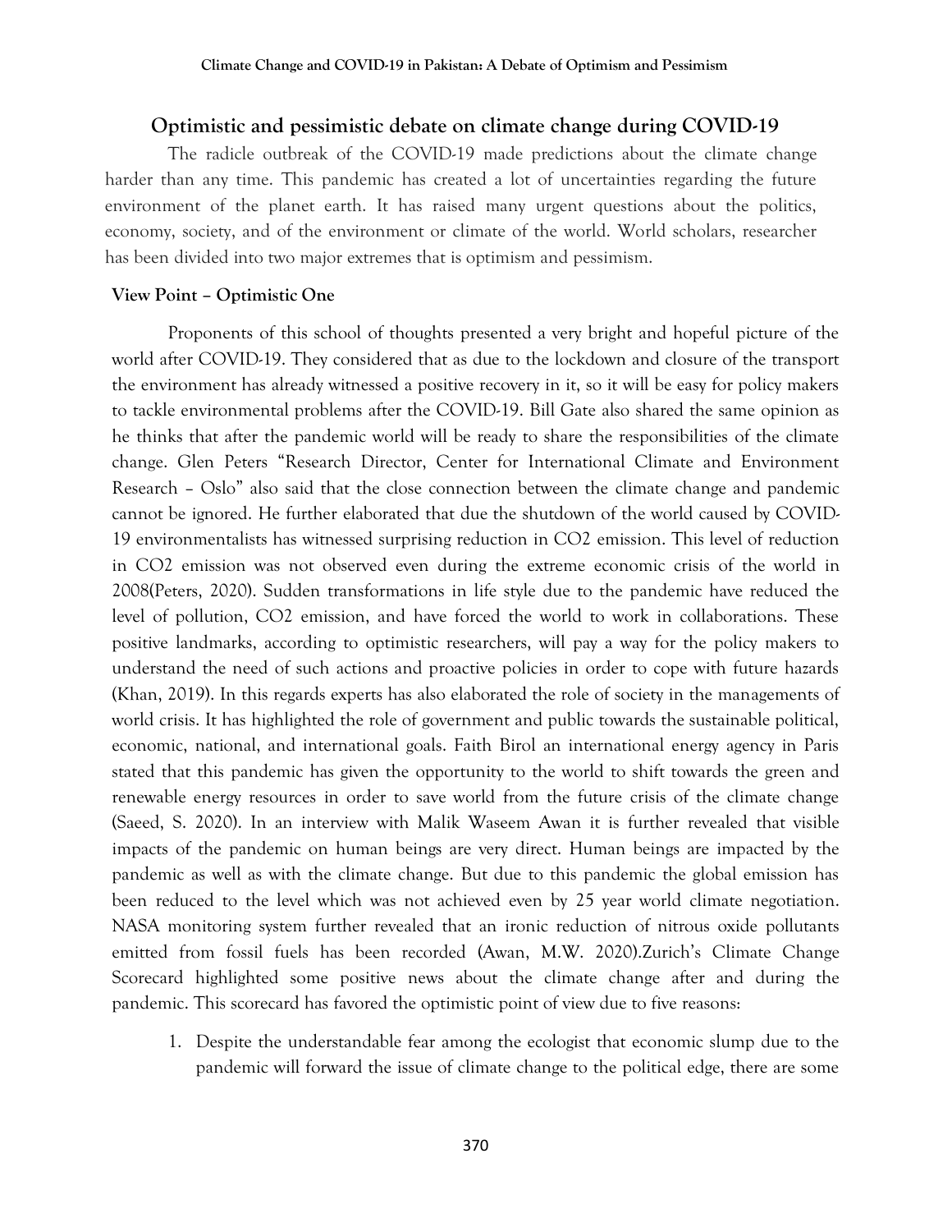## Optimistic and pessimistic debate on climate change during COVID-19

The radicle outbreak of the COVID-19 made predictions about the climate change harder than any time. This pandemic has created a lot of uncertainties regarding the future environment of the planet earth. It has raised many urgent questions about the politics, economy, society, and of the environment or climate of the world. World scholars, researcher has been divided into two major extremes that is optimism and pessimism.

### View Point – Optimistic One

Proponents of this school of thoughts presented a very bright and hopeful picture of the world after COVID-19. They considered that as due to the lockdown and closure of the transport the environment has already witnessed a positive recovery in it, so it will be easy for policy makers to tackle environmental problems after the COVID-19. Bill Gate also shared the same opinion as he thinks that after the pandemic world will be ready to share the responsibilities of the climate change. Glen Peters "Research Director, Center for International Climate and Environment Research – Oslo" also said that the close connection between the climate change and pandemic cannot be ignored. He further elaborated that due the shutdown of the world caused by COVID-19 environmentalists has witnessed surprising reduction in $CO_2$ emission. This level of reduction in $CO_2$ emission was not observed even during the extreme economic crisis of the world in 2008(Peters, 2020). Sudden transformations in life style due to the pandemic have reduced the level of pollution, $CO_2$ emission, and have forced the world to work in collaborations. These positive landmarks, according to optimistic researchers, will pay a way for the policy makers to understand the need of such actions and proactive policies in order to cope with future hazards (Khan, 2019). In this regards experts has also elaborated the role of society in the managements of world crisis. It has highlighted the role of government and public towards the sustainable political, economic, national, and international goals. Faith Birol an international energy agency in Paris stated that this pandemic has given the opportunity to the world to shift towards the green and renewable energy resources in order to save world from the future crisis of the climate change (Saeed, S. 2020). In an interview with Malik Waseem Awan it is further revealed that visible impacts of the pandemic on human beings are very direct. Human beings are impacted by the pandemic as well as with the climate change. But due to this pandemic the global emission has been reduced to the level which was not achieved even by 25 year world climate negotiation. NASA monitoring system further revealed that an ironic reduction of nitrous oxide pollutants emitted from fossil fuels has been recorded (Awan, M.W. 2020).Zurich's Climate Change Scorecard highlighted some positive news about the climate change after and during the pandemic. This scorecard has favored the optimistic point of view due to five reasons:

1. Despite the understandable fear among the ecologist that economic slump due to the pandemic will forward the issue of climate change to the political edge, there are some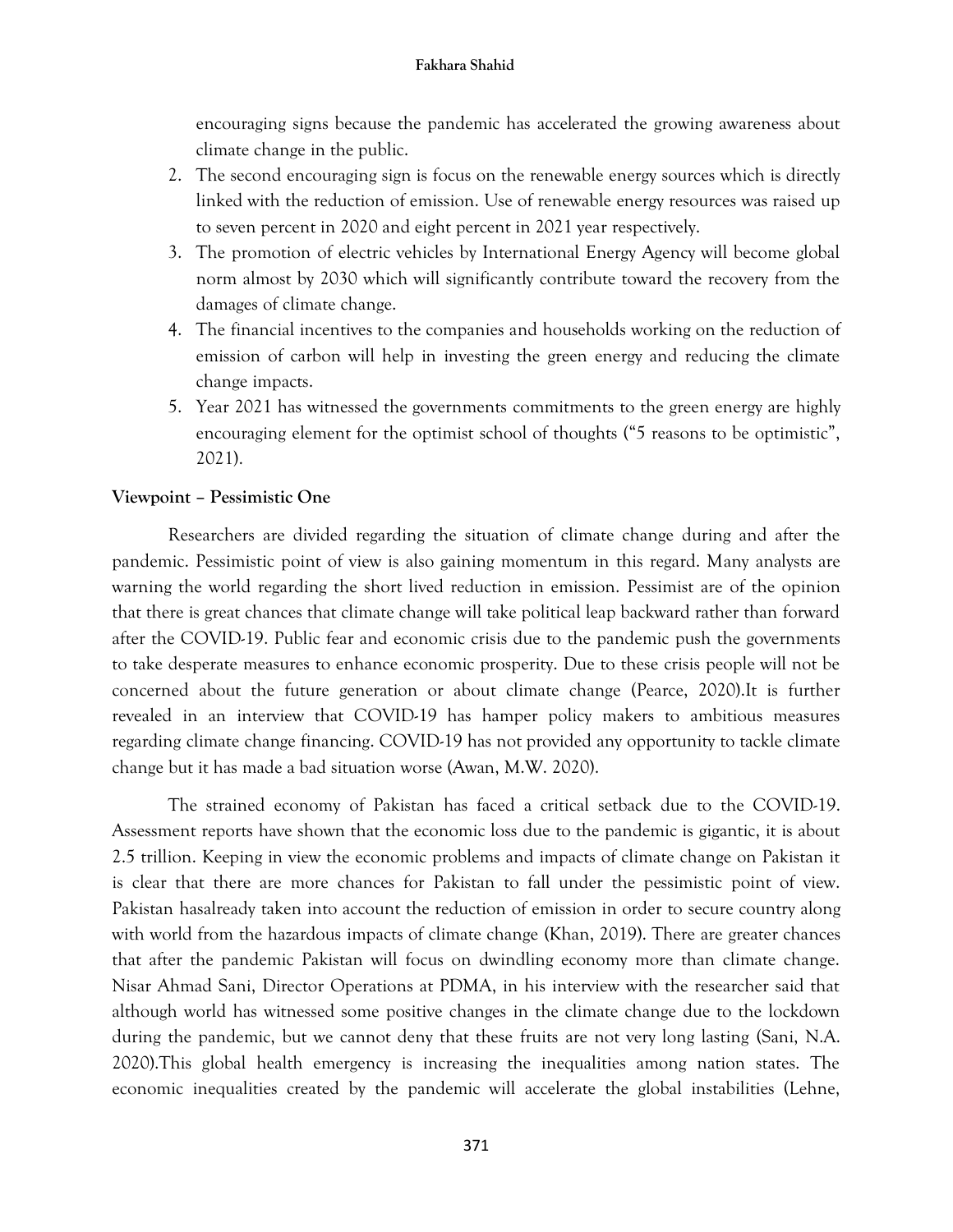encouraging signs because the pandemic has accelerated the growing awareness about climate change in the public.

2. The second encouraging sign is focus on the renewable energy sources which is directly linked with the reduction of emission. Use of renewable energy resources was raised up to seven percent in 2020 and eight percent in 2021 year respectively.
3. The promotion of electric vehicles by International Energy Agency will become global norm almost by 2030 which will significantly contribute toward the recovery from the damages of climate change.
4. The financial incentives to the companies and households working on the reduction of emission of carbon will help in investing the green energy and reducing the climate change impacts.
5. Year 2021 has witnessed the governments commitments to the green energy are highly encouraging element for the optimist school of thoughts ("5 reasons to be optimistic", 2021).

**Viewpoint – Pessimistic One**

Researchers are divided regarding the situation of climate change during and after the pandemic. Pessimistic point of view is also gaining momentum in this regard. Many analysts are warning the world regarding the short lived reduction in emission. Pessimist are of the opinion that there is great chances that climate change will take political leap backward rather than forward after the COVID-19. Public fear and economic crisis due to the pandemic push the governments to take desperate measures to enhance economic prosperity. Due to these crisis people will not be concerned about the future generation or about climate change (Pearce, 2020).It is further revealed in an interview that COVID-19 has hamper policy makers to ambitious measures regarding climate change financing. COVID-19 has not provided any opportunity to tackle climate change but it has made a bad situation worse (Awan, M.W. 2020).

The strained economy of Pakistan has faced a critical setback due to the COVID-19. Assessment reports have shown that the economic loss due to the pandemic is gigantic, it is about 2.5 trillion. Keeping in view the economic problems and impacts of climate change on Pakistan it is clear that there are more chances for Pakistan to fall under the pessimistic point of view. Pakistan hasalready taken into account the reduction of emission in order to secure country along with world from the hazardous impacts of climate change (Khan, 2019). There are greater chances that after the pandemic Pakistan will focus on dwindling economy more than climate change. Nisar Ahmad Sani, Director Operations at PDMA, in his interview with the researcher said that although world has witnessed some positive changes in the climate change due to the lockdown during the pandemic, but we cannot deny that these fruits are not very long lasting (Sani, N.A. 2020).This global health emergency is increasing the inequalities among nation states. The economic inequalities created by the pandemic will accelerate the global instabilities (Lehne,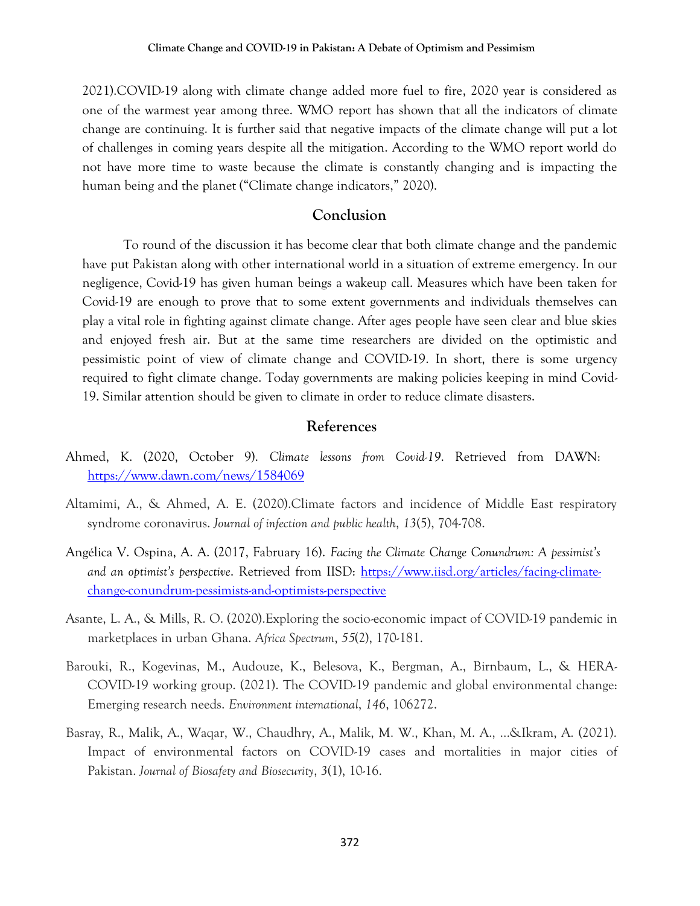2021).COVID-19 along with climate change added more fuel to fire, 2020 year is considered as one of the warmest year among three. WMO report has shown that all the indicators of climate change are continuing. It is further said that negative impacts of the climate change will put a lot of challenges in coming years despite all the mitigation. According to the WMO report world do not have more time to waste because the climate is constantly changing and is impacting the human being and the planet ("Climate change indicators," 2020).

## Conclusion

To round of the discussion it has become clear that both climate change and the pandemic have put Pakistan along with other international world in a situation of extreme emergency. In our negligence, Covid-19 has given human beings a wakeup call. Measures which have been taken for Covid-19 are enough to prove that to some extent governments and individuals themselves can play a vital role in fighting against climate change. After ages people have seen clear and blue skies and enjoyed fresh air. But at the same time researchers are divided on the optimistic and pessimistic point of view of climate change and COVID-19. In short, there is some urgency required to fight climate change. Today governments are making policies keeping in mind Covid-19. Similar attention should be given to climate in order to reduce climate disasters.

## References

Ahmed, K. (2020, October 9). *Climate lessons from Covid-19*. Retrieved from DAWN: https://www.dawn.com/news/1584069

Altamimi, A., & Ahmed, A. E. (2020).Climate factors and incidence of Middle East respiratory syndrome coronavirus. *Journal of infection and public health*, *13*(5), 704-708.

Angélica V. Ospina, A. A. (2017, Fabruary 16). *Facing the Climate Change Conundrum: A pessimist's and an optimist's perspective*. Retrieved from IISD: https://www.iisd.org/articles/facing-climate-change-conundrum-pessimists-and-optimists-perspective

Asante, L. A., & Mills, R. O. (2020).Exploring the socio-economic impact of COVID-19 pandemic in marketplaces in urban Ghana. *Africa Spectrum*, *55*(2), 170-181.

Barouki, R., Kogevinas, M., Audouze, K., Belesova, K., Bergman, A., Birnbaum, L., & HERA-COVID-19 working group. (2021). The COVID-19 pandemic and global environmental change: Emerging research needs. *Environment international*, *146*, 106272.

Basray, R., Malik, A., Waqar, W., Chaudhry, A., Malik, M. W., Khan, M. A., ...&Ikram, A. (2021). Impact of environmental factors on COVID-19 cases and mortalities in major cities of Pakistan. *Journal of Biosafety and Biosecurity*, *3*(1), 10-16.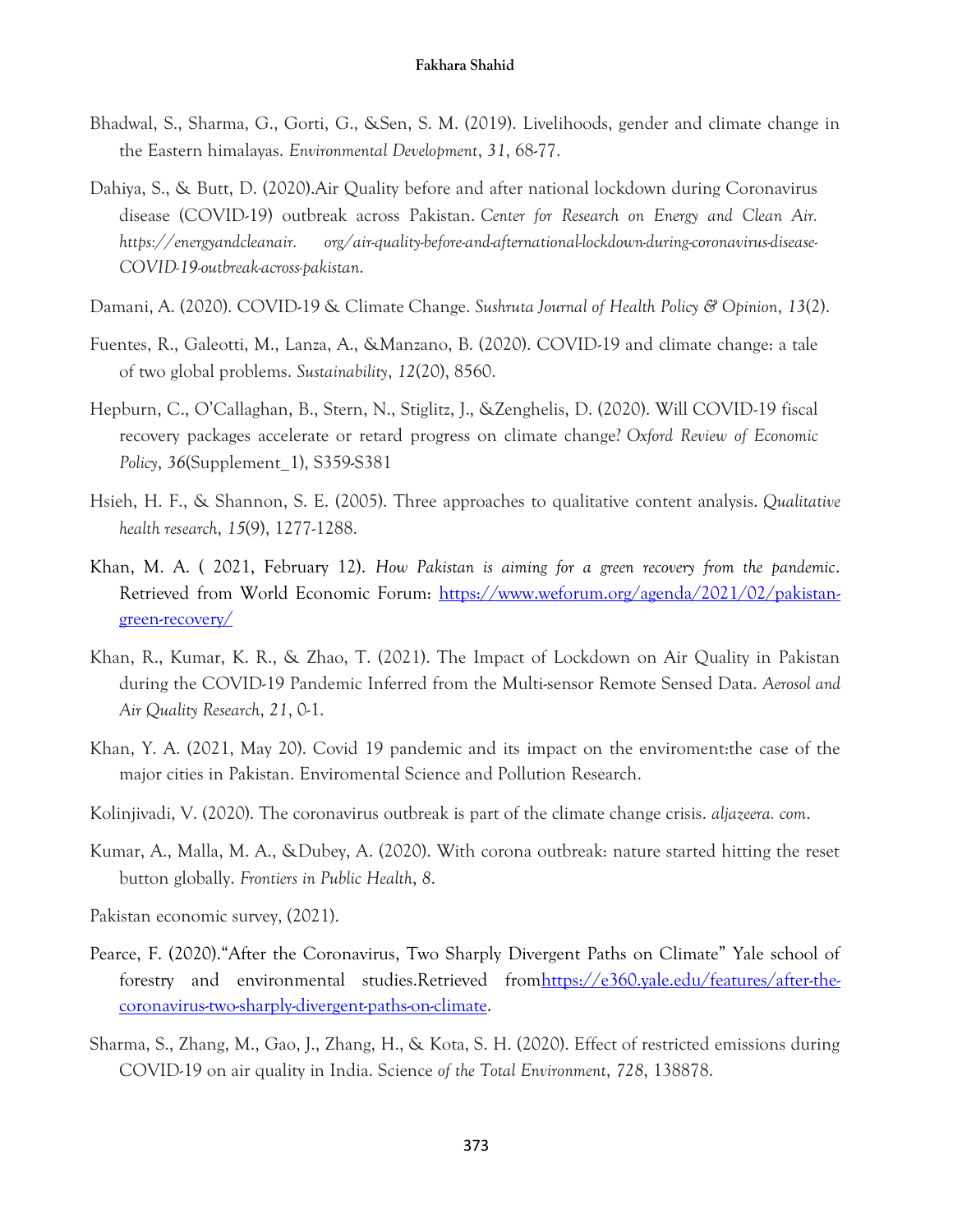Bhadwal, S., Sharma, G., Gorti, G., &Sen, S. M. (2019). Livelihoods, gender and climate change in the Eastern himalayas. *Environmental Development*, *31*, 68-77.

Dahiya, S., & Butt, D. (2020).Air Quality before and after national lockdown during Coronavirus disease (COVID-19) outbreak across Pakistan. *Center for Research on Energy and Clean Air. https://energyandcleanair. org/air-quality-before-and-afternational-lockdown-during-coronavirus-disease-COVID-19-outbreak-across-pakistan*.

Damani, A. (2020). COVID-19 & Climate Change. *Sushruta Journal of Health Policy & Opinion*, *13*(2).

Fuentes, R., Galeotti, M., Lanza, A., &Manzano, B. (2020). COVID-19 and climate change: a tale of two global problems. *Sustainability*, *12*(20), 8560.

Hepburn, C., O'Callaghan, B., Stern, N., Stiglitz, J., &Zenghelis, D. (2020). Will COVID-19 fiscal recovery packages accelerate or retard progress on climate change? *Oxford Review of Economic Policy*, *36*(Supplement_1), S359-S381

Hsieh, H. F., & Shannon, S. E. (2005). Three approaches to qualitative content analysis. *Qualitative health research*, *15*(9), 1277-1288.

Khan, M. A. ( 2021, February 12). *How Pakistan is aiming for a green recovery from the pandemic*. Retrieved from World Economic Forum: [https://www.weforum.org/agenda/2021/02/pakistan-green-recovery/](https://www.weforum.org/agenda/2021/02/pakistan-green-recovery/)

Khan, R., Kumar, K. R., & Zhao, T. (2021). The Impact of Lockdown on Air Quality in Pakistan during the COVID-19 Pandemic Inferred from the Multi-sensor Remote Sensed Data. *Aerosol and Air Quality Research*, *21*, 0-1.

Khan, Y. A. (2021, May 20). Covid 19 pandemic and its impact on the enviroment:the case of the major cities in Pakistan. Enviromental Science and Pollution Research.

Kolinjivadi, V. (2020). The coronavirus outbreak is part of the climate change crisis. *aljazeera. com*.

Kumar, A., Malla, M. A., &Dubey, A. (2020). With corona outbreak: nature started hitting the reset button globally. *Frontiers in Public Health*, *8*.

Pakistan economic survey, (2021).

Pearce, F. (2020)."After the Coronavirus, Two Sharply Divergent Paths on Climate" Yale school of forestry and environmental studies.Retrieved from[https://e360.yale.edu/features/after-the-coronavirus-two-sharply-divergent-paths-on-climate](https://e360.yale.edu/features/after-the-coronavirus-two-sharply-divergent-paths-on-climate).

Sharma, S., Zhang, M., Gao, J., Zhang, H., & Kota, S. H. (2020). Effect of restricted emissions during COVID-19 on air quality in India. Science *of the Total Environment*, *728*, 138878.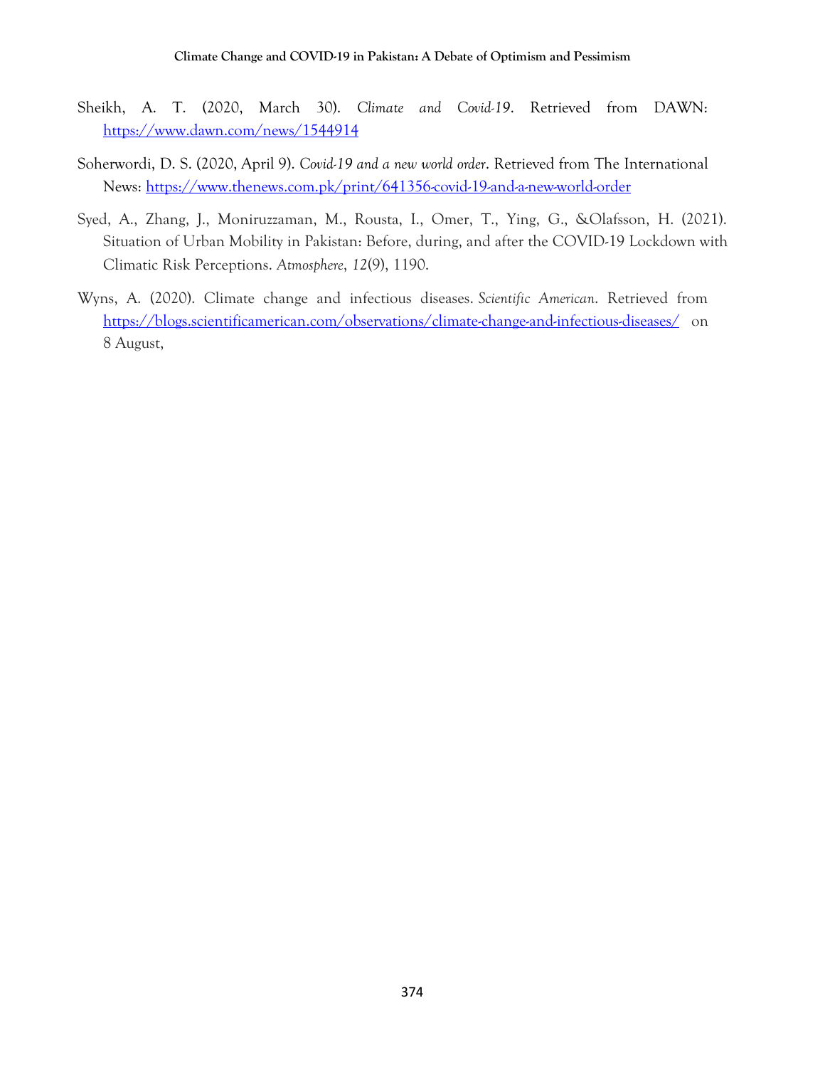Sheikh, A. T. (2020, March 30). *Climate and Covid-19*. Retrieved from DAWN: https://www.dawn.com/news/1544914

Soherwordi, D. S. (2020, April 9). *Covid-19 and a new world order*. Retrieved from The International News: https://www.thenews.com.pk/print/641356-covid-19-and-a-new-world-order

Syed, A., Zhang, J., Moniruzzaman, M., Rousta, I., Omer, T., Ying, G., &Olafsson, H. (2021). Situation of Urban Mobility in Pakistan: Before, during, and after the COVID-19 Lockdown with Climatic Risk Perceptions. *Atmosphere*, *12*(9), 1190.

Wyns, A. (2020). Climate change and infectious diseases. *Scientific American*. Retrieved from https://blogs.scientificamerican.com/observations/climate-change-and-infectious-diseases/ on 8 August,